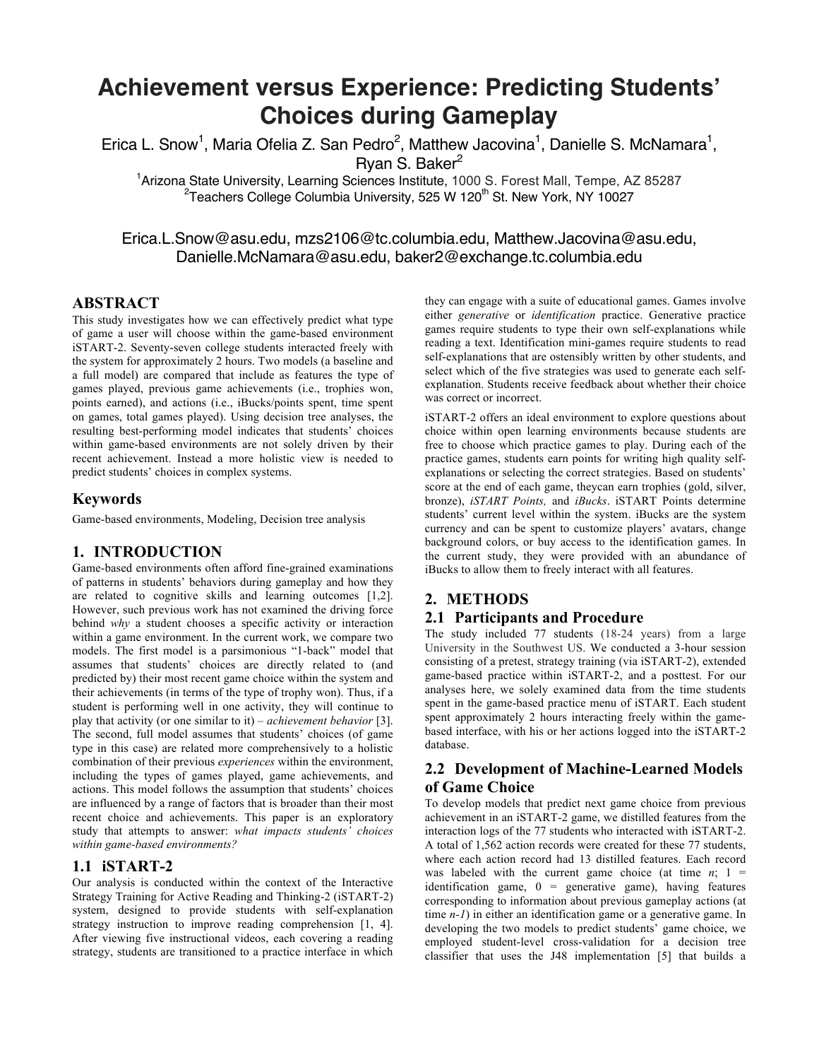# Achievement versus Experience: Predicting Students' Choices during Gameplay

Erica L. Snow[1], Maria Ofelia Z. San Pedro[2], Matthew Jacovina[1], Danielle S. McNamara[1], Ryan S. Baker[2]

[1]Arizona State University, Learning Sciences Institute, 1000 S. Forest Mall, Tempe, AZ 85287
[2]Teachers College Columbia University, 525 W 120[th] St. New York, NY 10027

Erica.L.Snow@asu.edu, mzs2106@tc.columbia.edu, Matthew.Jacovina@asu.edu, Danielle.McNamara@asu.edu, baker2@exchange.tc.columbia.edu

## ABSTRACT

This study investigates how we can effectively predict what type of game a user will choose within the game-based environment iSTART-2. Seventy-seven college students interacted freely with the system for approximately 2 hours. Two models (a baseline and a full model) are compared that include as features the type of games played, previous game achievements (i.e., trophies won, points earned), and actions (i.e., iBucks/points spent, time spent on games, total games played). Using decision tree analyses, the resulting best-performing model indicates that students' choices within game-based environments are not solely driven by their recent achievement. Instead a more holistic view is needed to predict students' choices in complex systems.

## Keywords

Game-based environments, Modeling, Decision tree analysis

## 1. INTRODUCTION

Game-based environments often afford fine-grained examinations of patterns in students' behaviors during gameplay and how they are related to cognitive skills and learning outcomes [1,2]. However, such previous work has not examined the driving force behind *why* a student chooses a specific activity or interaction within a game environment. In the current work, we compare two models. The first model is a parsimonious "1-back" model that assumes that students' choices are directly related to (and predicted by) their most recent game choice within the system and their achievements (in terms of the type of trophy won). Thus, if a student is performing well in one activity, they will continue to play that activity (or one similar to it) – *achievement behavior* [3]. The second, full model assumes that students' choices (of game type in this case) are related more comprehensively to a holistic combination of their previous *experiences* within the environment, including the types of games played, game achievements, and actions. This model follows the assumption that students' choices are influenced by a range of factors that is broader than their most recent choice and achievements. This paper is an exploratory study that attempts to answer: *what impacts students' choices within game-based environments?*

### 1.1 iSTART-2

Our analysis is conducted within the context of the Interactive Strategy Training for Active Reading and Thinking-2 (iSTART-2) system, designed to provide students with self-explanation strategy instruction to improve reading comprehension [1, 4]. After viewing five instructional videos, each covering a reading strategy, students are transitioned to a practice interface in which they can engage with a suite of educational games. Games involve either *generative* or *identification* practice. Generative practice games require students to type their own self-explanations while reading a text. Identification mini-games require students to read self-explanations that are ostensibly written by other students, and select which of the five strategies was used to generate each self-explanation. Students receive feedback about whether their choice was correct or incorrect.

iSTART-2 offers an ideal environment to explore questions about choice within open learning environments because students are free to choose which practice games to play. During each of the practice games, students earn points for writing high quality self-explanations or selecting the correct strategies. Based on students' score at the end of each game, theycan earn trophies (gold, silver, bronze), *iSTART Points,* and *iBucks*. iSTART Points determine students' current level within the system. iBucks are the system currency and can be spent to customize players' avatars, change background colors, or buy access to the identification games. In the current study, they were provided with an abundance of iBucks to allow them to freely interact with all features.

## 2. METHODS

### 2.1 Participants and Procedure

The study included 77 students (18-24 years) from a large University in the Southwest US. We conducted a 3-hour session consisting of a pretest, strategy training (via iSTART-2), extended game-based practice within iSTART-2, and a posttest. For our analyses here, we solely examined data from the time students spent in the game-based practice menu of iSTART. Each student spent approximately 2 hours interacting freely within the game-based interface, with his or her actions logged into the iSTART-2 database.

### 2.2 Development of Machine-Learned Models of Game Choice

To develop models that predict next game choice from previous achievement in an iSTART-2 game, we distilled features from the interaction logs of the 77 students who interacted with iSTART-2. A total of 1,562 action records were created for these 77 students, where each action record had 13 distilled features. Each record was labeled with the current game choice (at time *n*; 1 = identification game, 0 = generative game), having features corresponding to information about previous gameplay actions (at time *n-1*) in either an identification game or a generative game. In developing the two models to predict students' game choice, we employed student-level cross-validation for a decision tree classifier that uses the J48 implementation [5] that builds a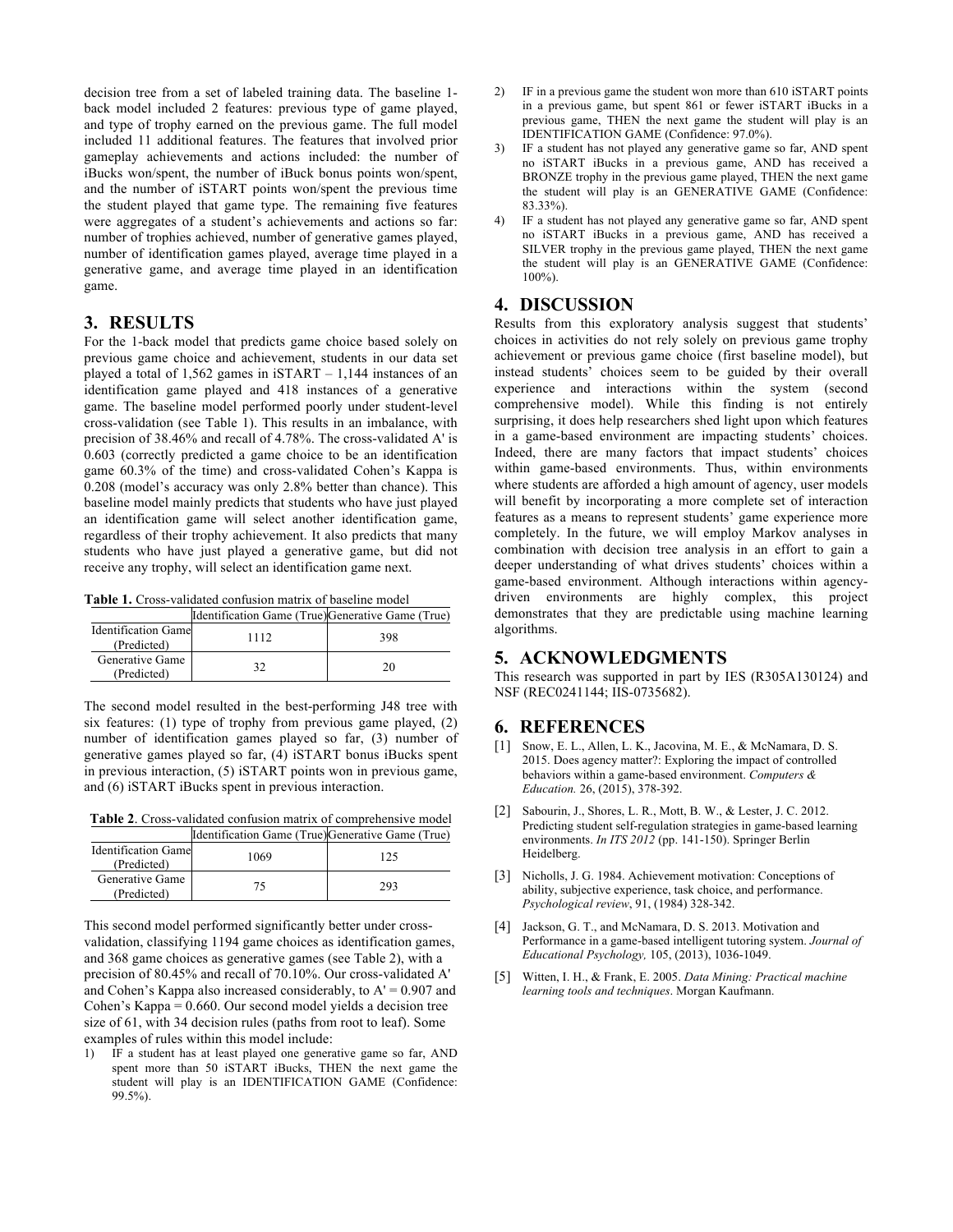decision tree from a set of labeled training data. The baseline 1-back model included 2 features: previous type of game played, and type of trophy earned on the previous game. The full model included 11 additional features. The features that involved prior gameplay achievements and actions included: the number of iBucks won/spent, the number of iBuck bonus points won/spent, and the number of iSTART points won/spent the previous time the student played that game type. The remaining five features were aggregates of a student's achievements and actions so far: number of trophies achieved, number of generative games played, number of identification games played, average time played in a generative game, and average time played in an identification game.

# 3. RESULTS

For the 1-back model that predicts game choice based solely on previous game choice and achievement, students in our data set played a total of 1,562 games in iSTART – 1,144 instances of an identification game played and 418 instances of a generative game. The baseline model performed poorly under student-level cross-validation (see Table 1). This results in an imbalance, with precision of 38.46% and recall of 4.78%. The cross-validated A' is 0.603 (correctly predicted a game choice to be an identification game 60.3% of the time) and cross-validated Cohen's Kappa is 0.208 (model's accuracy was only 2.8% better than chance). This baseline model mainly predicts that students who have just played an identification game will select another identification game, regardless of their trophy achievement. It also predicts that many students who have just played a generative game, but did not receive any trophy, will select an identification game next.

**Table 1.** Cross-validated confusion matrix of baseline model

| | Identification Game (True) | Generative Game (True) |
|---|---|---|
| Identification Game (Predicted) | 1112 | 398 |
| Generative Game (Predicted) | 32 | 20 |

The second model resulted in the best-performing J48 tree with six features: (1) type of trophy from previous game played, (2) number of identification games played so far, (3) number of generative games played so far, (4) iSTART bonus iBucks spent in previous interaction, (5) iSTART points won in previous game, and (6) iSTART iBucks spent in previous interaction.

**Table 2**. Cross-validated confusion matrix of comprehensive model

| | Identification Game (True) | Generative Game (True) |
|---|---|---|
| Identification Game (Predicted) | 1069 | 125 |
| Generative Game (Predicted) | 75 | 293 |

This second model performed significantly better under cross-validation, classifying 1194 game choices as identification games, and 368 game choices as generative games (see Table 2), with a precision of 80.45% and recall of 70.10%. Our cross-validated A' and Cohen's Kappa also increased considerably, to A' = 0.907 and Cohen's Kappa = 0.660. Our second model yields a decision tree size of 61, with 34 decision rules (paths from root to leaf). Some examples of rules within this model include:

1) IF a student has at least played one generative game so far, AND spent more than 50 iSTART iBucks, THEN the next game the student will play is an IDENTIFICATION GAME (Confidence: 99.5%).
2) IF in a previous game the student won more than 610 iSTART points in a previous game, but spent 861 or fewer iSTART iBucks in a previous game, THEN the next game the student will play is an IDENTIFICATION GAME (Confidence: 97.0%).
3) IF a student has not played any generative game so far, AND spent no iSTART iBucks in a previous game, AND has received a BRONZE trophy in the previous game played, THEN the next game the student will play is an GENERATIVE GAME (Confidence: 83.33%).
4) IF a student has not played any generative game so far, AND spent no iSTART iBucks in a previous game, AND has received a SILVER trophy in the previous game played, THEN the next game the student will play is an GENERATIVE GAME (Confidence: 100%).

# 4. DISCUSSION

Results from this exploratory analysis suggest that students' choices in activities do not rely solely on previous game trophy achievement or previous game choice (first baseline model), but instead students' choices seem to be guided by their overall experience and interactions within the system (second comprehensive model). While this finding is not entirely surprising, it does help researchers shed light upon which features in a game-based environment are impacting students' choices. Indeed, there are many factors that impact students' choices within game-based environments. Thus, within environments where students are afforded a high amount of agency, user models will benefit by incorporating a more complete set of interaction features as a means to represent students' game experience more completely. In the future, we will employ Markov analyses in combination with decision tree analysis in an effort to gain a deeper understanding of what drives students' choices within a game-based environment. Although interactions within agency-driven environments are highly complex, this project demonstrates that they are predictable using machine learning algorithms.

# 5. ACKNOWLEDGMENTS

This research was supported in part by IES (R305A130124) and NSF (REC0241144; IIS-0735682).

# 6. REFERENCES

[1] Snow, E. L., Allen, L. K., Jacovina, M. E., & McNamara, D. S. 2015. Does agency matter?: Exploring the impact of controlled behaviors within a game-based environment. *Computers & Education.* 26, (2015), 378-392.

[2] Sabourin, J., Shores, L. R., Mott, B. W., & Lester, J. C. 2012. Predicting student self-regulation strategies in game-based learning environments. *In ITS 2012* (pp. 141-150). Springer Berlin Heidelberg.

[3] Nicholls, J. G. 1984. Achievement motivation: Conceptions of ability, subjective experience, task choice, and performance. *Psychological review*, 91, (1984) 328-342.

[4] Jackson, G. T., and McNamara, D. S. 2013. Motivation and Performance in a game-based intelligent tutoring system. *Journal of Educational Psychology,* 105, (2013), 1036-1049.

[5] Witten, I. H., & Frank, E. 2005. *Data Mining: Practical machine learning tools and techniques*. Morgan Kaufmann.